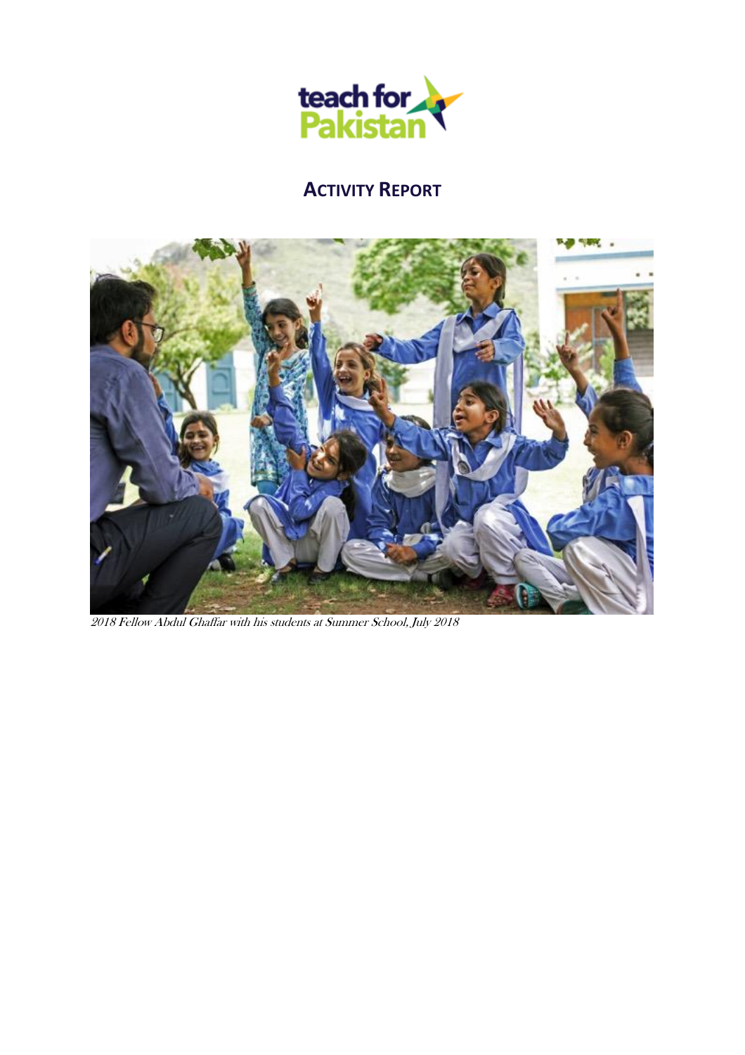# ACTIVITY REPORT

*2018 Fellow Abdul Ghaffar with his students at Summer School, July 2018*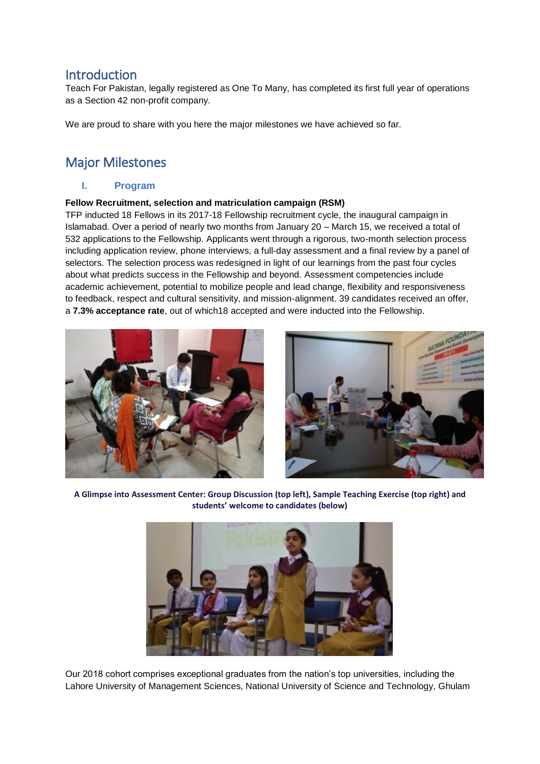## Introduction

Teach For Pakistan, legally registered as One To Many, has completed its first full year of operations as a Section 42 non-profit company.

We are proud to share with you here the major milestones we have achieved so far.

## Major Milestones

### I. Program

**Fellow Recruitment, selection and matriculation campaign (RSM)**

TFP inducted 18 Fellows in its 2017-18 Fellowship recruitment cycle, the inaugural campaign in Islamabad. Over a period of nearly two months from January 20 – March 15, we received a total of 532 applications to the Fellowship. Applicants went through a rigorous, two-month selection process including application review, phone interviews, a full-day assessment and a final review by a panel of selectors. The selection process was redesigned in light of our learnings from the past four cycles about what predicts success in the Fellowship and beyond. Assessment competencies include academic achievement, potential to mobilize people and lead change, flexibility and responsiveness to feedback, respect and cultural sensitivity, and mission-alignment. 39 candidates received an offer, a **7.3% acceptance rate**, out of which18 accepted and were inducted into the Fellowship.

**A Glimpse into Assessment Center: Group Discussion (top left), Sample Teaching Exercise (top right) and students' welcome to candidates (below)**

Our 2018 cohort comprises exceptional graduates from the nation's top universities, including the Lahore University of Management Sciences, National University of Science and Technology, Ghulam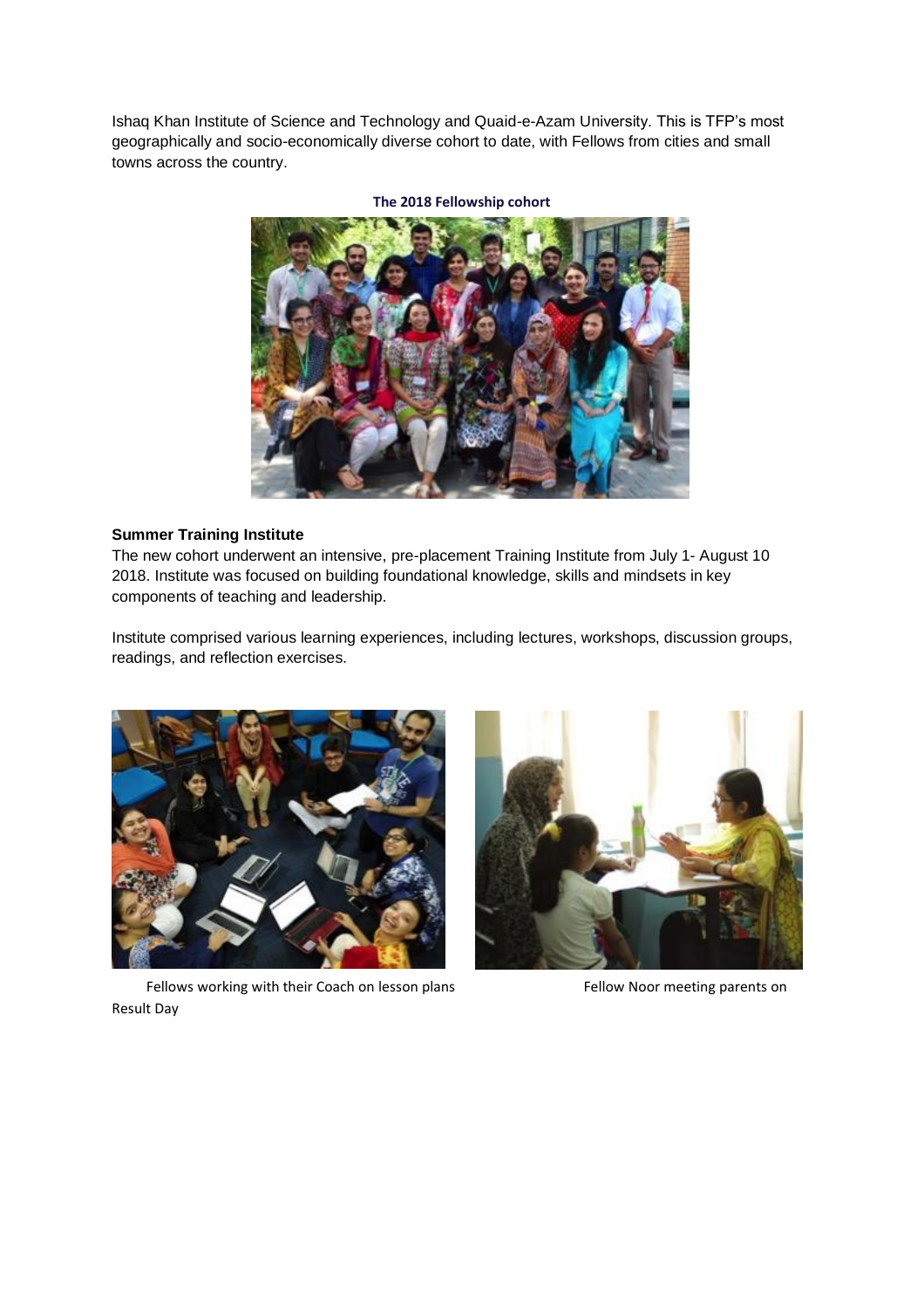Ishaq Khan Institute of Science and Technology and Quaid-e-Azam University. This is TFP's most geographically and socio-economically diverse cohort to date, with Fellows from cities and small towns across the country.

**The 2018 Fellowship cohort**

**Summer Training Institute**

The new cohort underwent an intensive, pre-placement Training Institute from July 1- August 10 2018. Institute was focused on building foundational knowledge, skills and mindsets in key components of teaching and leadership.

Institute comprised various learning experiences, including lectures, workshops, discussion groups, readings, and reflection exercises.

Fellows working with their Coach on lesson plans

Fellow Noor meeting parents on Result Day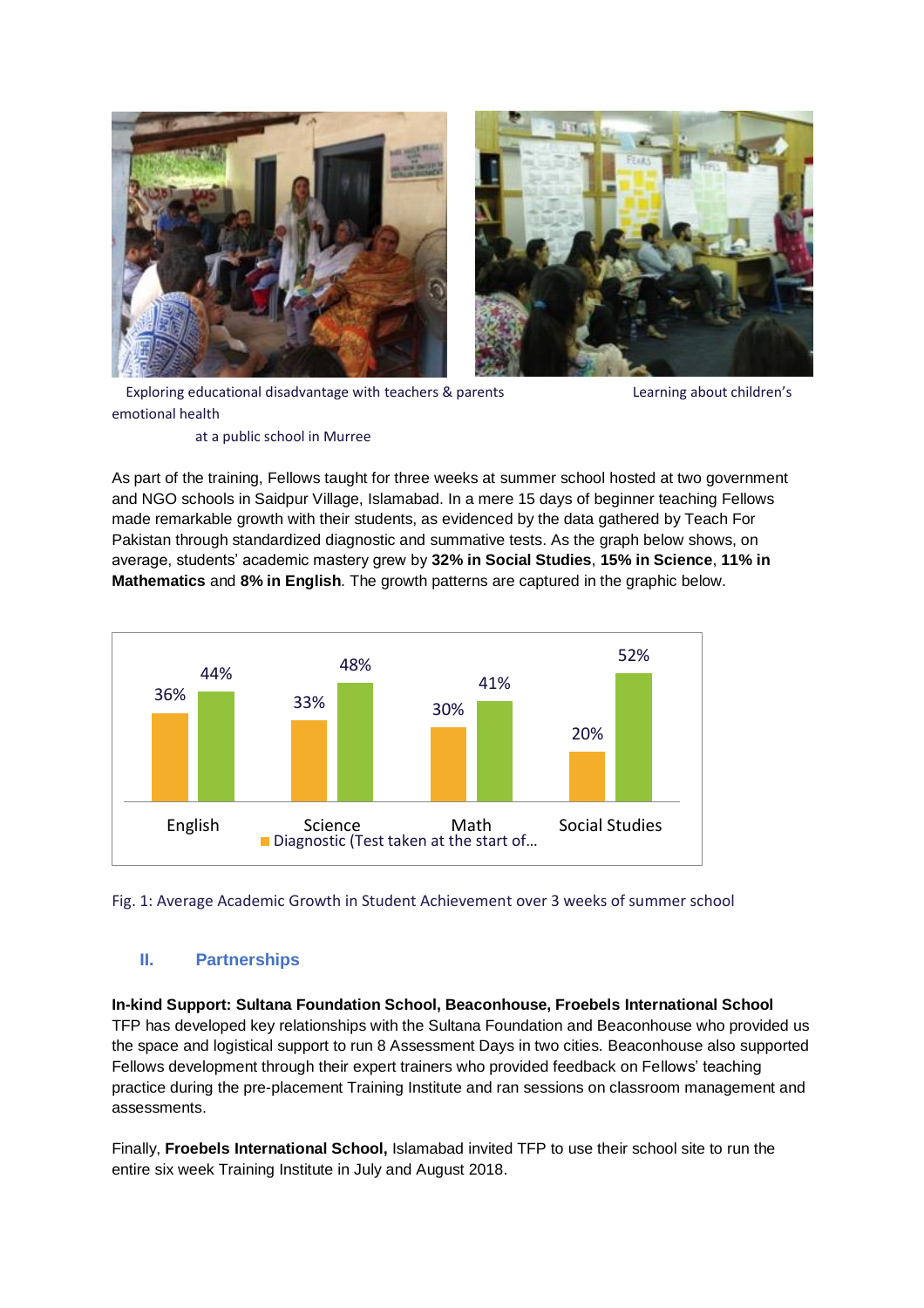Exploring educational disadvantage with teachers & parents at a public school in Murree

Learning about children's emotional health

As part of the training, Fellows taught for three weeks at summer school hosted at two government and NGO schools in Saidpur Village, Islamabad. In a mere 15 days of beginner teaching Fellows made remarkable growth with their students, as evidenced by the data gathered by Teach For Pakistan through standardized diagnostic and summative tests. As the graph below shows, on average, students' academic mastery grew by **32% in Social Studies**, **15% in Science**, **11% in Mathematics** and **8% in English**. The growth patterns are captured in the graphic below.

| | English | Science | Math | Social Studies |
|---|---|---|---|---|
| Diagnostic (Test taken at the start of... | 36% | 33% | 30% | 20% |
| (unlabeled) | 44% | 48% | 41% | 52% |

Fig. 1: Average Academic Growth in Student Achievement over 3 weeks of summer school

## II. Partnerships

**In-kind Support: Sultana Foundation School, Beaconhouse, Froebels International School**
TFP has developed key relationships with the Sultana Foundation and Beaconhouse who provided us the space and logistical support to run 8 Assessment Days in two cities. Beaconhouse also supported Fellows development through their expert trainers who provided feedback on Fellows' teaching practice during the pre-placement Training Institute and ran sessions on classroom management and assessments.

Finally, **Froebels International School,** Islamabad invited TFP to use their school site to run the entire six week Training Institute in July and August 2018.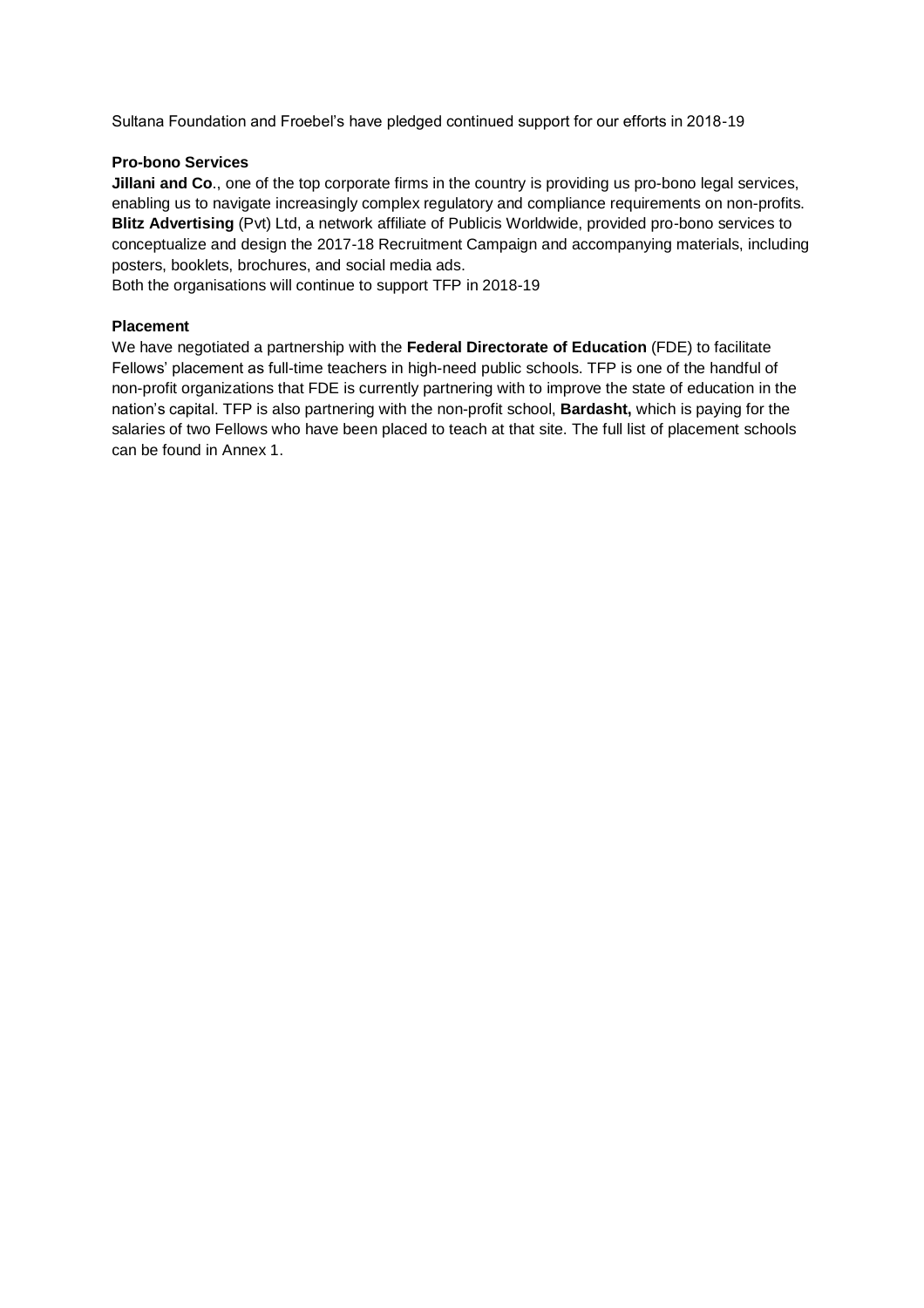Sultana Foundation and Froebel's have pledged continued support for our efforts in 2018-19

**Pro-bono Services**

**Jillani and Co**., one of the top corporate firms in the country is providing us pro-bono legal services, enabling us to navigate increasingly complex regulatory and compliance requirements on non-profits. **Blitz Advertising** (Pvt) Ltd, a network affiliate of Publicis Worldwide, provided pro-bono services to conceptualize and design the 2017-18 Recruitment Campaign and accompanying materials, including posters, booklets, brochures, and social media ads.
Both the organisations will continue to support TFP in 2018-19

**Placement**

We have negotiated a partnership with the **Federal Directorate of Education** (FDE) to facilitate Fellows' placement as full-time teachers in high-need public schools. TFP is one of the handful of non-profit organizations that FDE is currently partnering with to improve the state of education in the nation's capital. TFP is also partnering with the non-profit school, **Bardasht,** which is paying for the salaries of two Fellows who have been placed to teach at that site. The full list of placement schools can be found in Annex 1.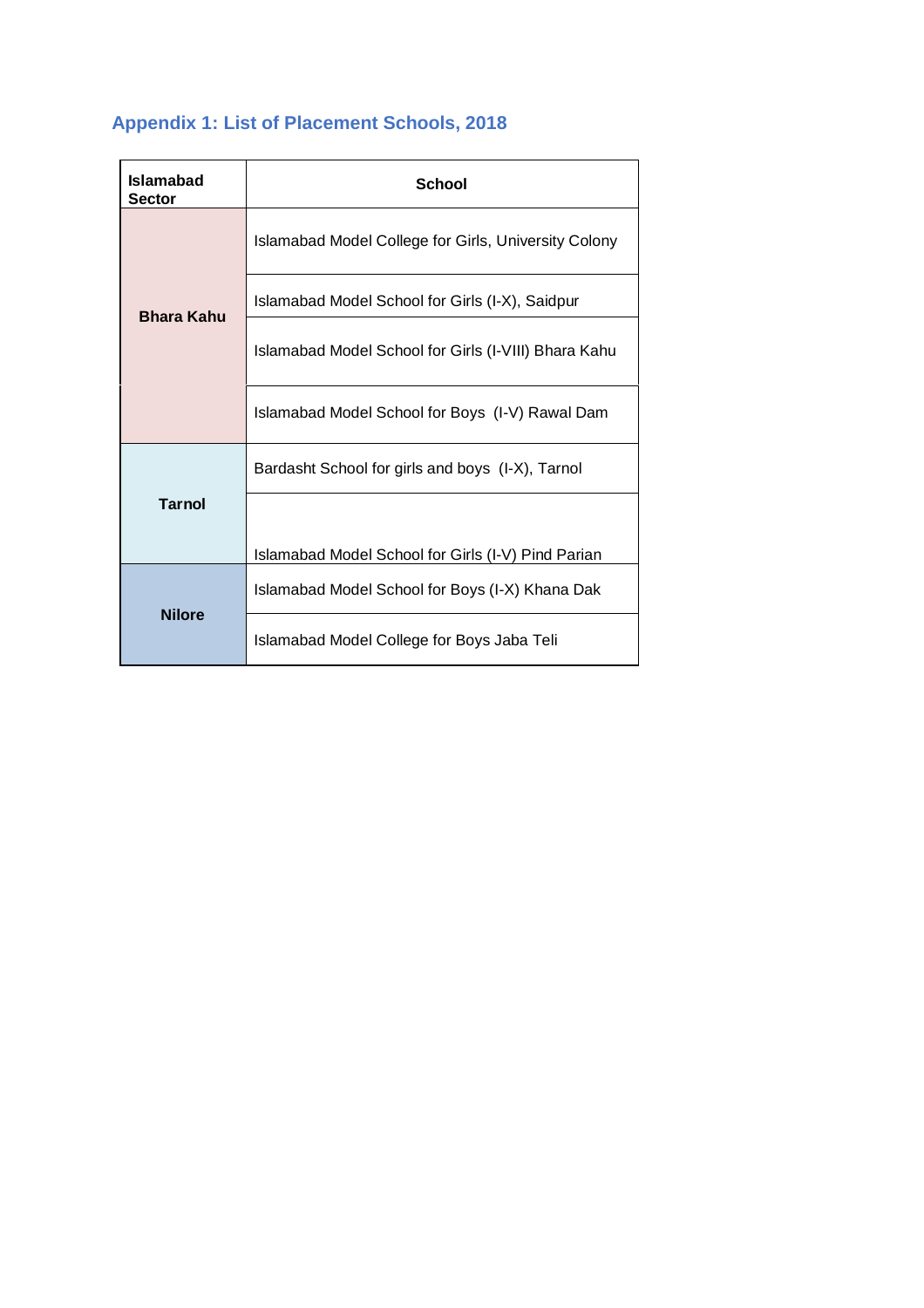## Appendix 1: List of Placement Schools, 2018

| Islamabad Sector | School |
|---|---|
| Bhara Kahu | Islamabad Model College for Girls, University Colony |
| | Islamabad Model School for Girls (I-X), Saidpur |
| | Islamabad Model School for Girls (I-VIII) Bhara Kahu |
| | Islamabad Model School for Boys (I-V) Rawal Dam |
| Tarnol | Bardasht School for girls and boys (I-X), Tarnol |
| | Islamabad Model School for Girls (I-V) Pind Parian |
| Nilore | Islamabad Model School for Boys (I-X) Khana Dak |
| | Islamabad Model College for Boys Jaba Teli |